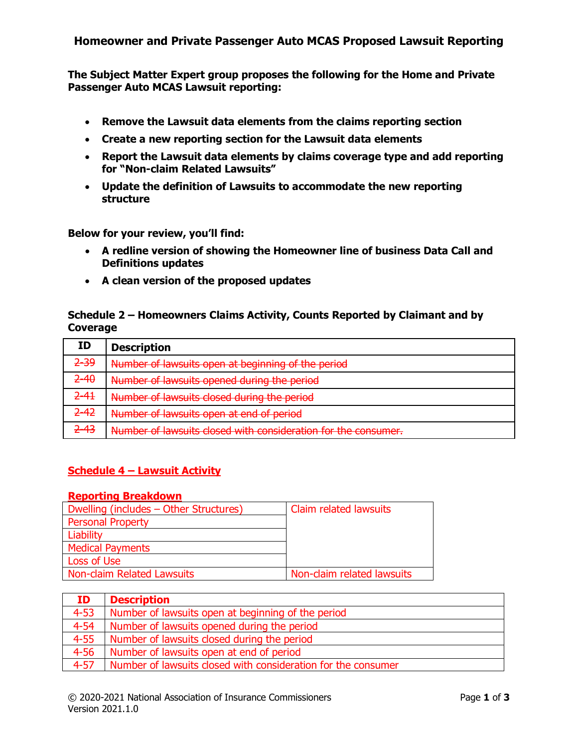# Homeowner and Private Passenger Auto MCAS Proposed Lawsuit Reporting

**The Subject Matter Expert group proposes the following for the Home and Private Passenger Auto MCAS Lawsuit reporting:**

- **Remove the Lawsuit data elements from the claims reporting section**
- **Create a new reporting section for the Lawsuit data elements**
- **Report the Lawsuit data elements by claims coverage type and add reporting for "Non-claim Related Lawsuits"**
- **Update the definition of Lawsuits to accommodate the new reporting structure**

**Below for your review, you'll find:**

- **A redline version of showing the Homeowner line of business Data Call and Definitions updates**
- **A clean version of the proposed updates**

## Schedule 2 – Homeowners Claims Activity, Counts Reported by Claimant and by Coverage

| ID | Description |
|---|---|
| ~~2-39~~ | ~~Number of lawsuits open at beginning of the period~~ |
| ~~2-40~~ | ~~Number of lawsuits opened during the period~~ |
| ~~2-41~~ | ~~Number of lawsuits closed during the period~~ |
| ~~2-42~~ | ~~Number of lawsuits open at end of period~~ |
| ~~2-43~~ | ~~Number of lawsuits closed with consideration for the consumer.~~ |

## Schedule 4 – Lawsuit Activity

**Reporting Breakdown**

| | |
|---|---|
| Dwelling (includes – Other Structures) | Claim related lawsuits |
| Personal Property | |
| Liability | |
| Medical Payments | |
| Loss of Use | |
| Non-claim Related Lawsuits | Non-claim related lawsuits |

| ID | Description |
|---|---|
| 4-53 | Number of lawsuits open at beginning of the period |
| 4-54 | Number of lawsuits opened during the period |
| 4-55 | Number of lawsuits closed during the period |
| 4-56 | Number of lawsuits open at end of period |
| 4-57 | Number of lawsuits closed with consideration for the consumer |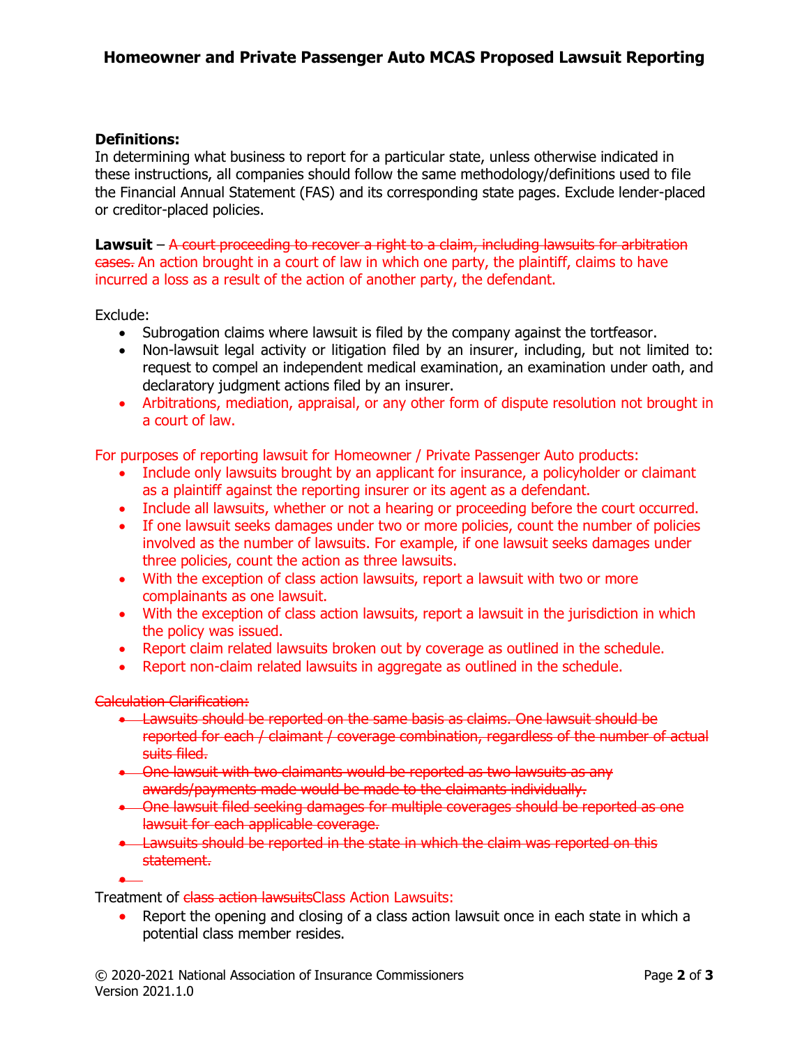**Definitions:**
In determining what business to report for a particular state, unless otherwise indicated in these instructions, all companies should follow the same methodology/definitions used to file the Financial Annual Statement (FAS) and its corresponding state pages. Exclude lender-placed or creditor-placed policies.

**Lawsuit** – ~~A court proceeding to recover a right to a claim, including lawsuits for arbitration cases.~~ An action brought in a court of law in which one party, the plaintiff, claims to have incurred a loss as a result of the action of another party, the defendant.

Exclude:

- Subrogation claims where lawsuit is filed by the company against the tortfeasor.
- Non-lawsuit legal activity or litigation filed by an insurer, including, but not limited to: request to compel an independent medical examination, an examination under oath, and declaratory judgment actions filed by an insurer.
- Arbitrations, mediation, appraisal, or any other form of dispute resolution not brought in a court of law.

For purposes of reporting lawsuit for Homeowner / Private Passenger Auto products:

- Include only lawsuits brought by an applicant for insurance, a policyholder or claimant as a plaintiff against the reporting insurer or its agent as a defendant.
- Include all lawsuits, whether or not a hearing or proceeding before the court occurred.
- If one lawsuit seeks damages under two or more policies, count the number of policies involved as the number of lawsuits. For example, if one lawsuit seeks damages under three policies, count the action as three lawsuits.
- With the exception of class action lawsuits, report a lawsuit with two or more complainants as one lawsuit.
- With the exception of class action lawsuits, report a lawsuit in the jurisdiction in which the policy was issued.
- Report claim related lawsuits broken out by coverage as outlined in the schedule.
- Report non-claim related lawsuits in aggregate as outlined in the schedule.

~~Calculation Clarification:~~

- ~~Lawsuits should be reported on the same basis as claims. One lawsuit should be reported for each / claimant / coverage combination, regardless of the number of actual suits filed.~~
- ~~One lawsuit with two claimants would be reported as two lawsuits as any awards/payments made would be made to the claimants individually.~~
- ~~One lawsuit filed seeking damages for multiple coverages should be reported as one lawsuit for each applicable coverage.~~
- ~~Lawsuits should be reported in the state in which the claim was reported on this statement.~~

Treatment of ~~class action lawsuits~~Class Action Lawsuits:

- Report the opening and closing of a class action lawsuit once in each state in which a potential class member resides.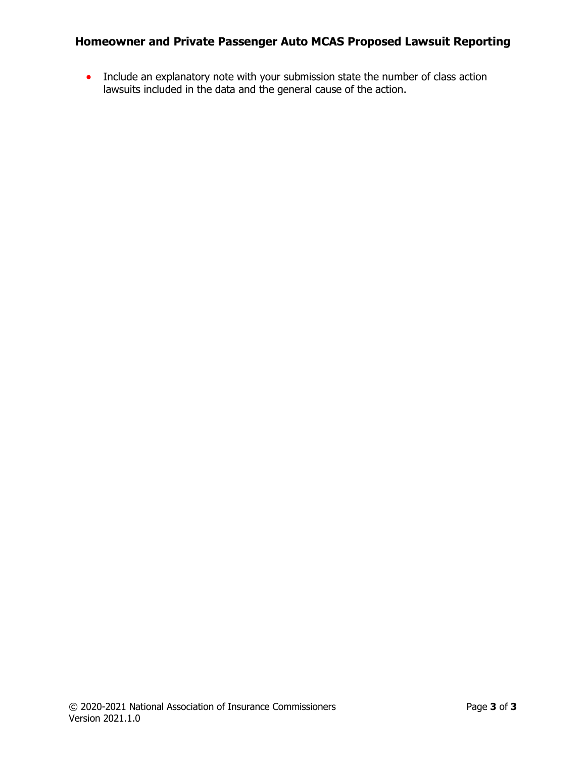- Include an explanatory note with your submission state the number of class action lawsuits included in the data and the general cause of the action.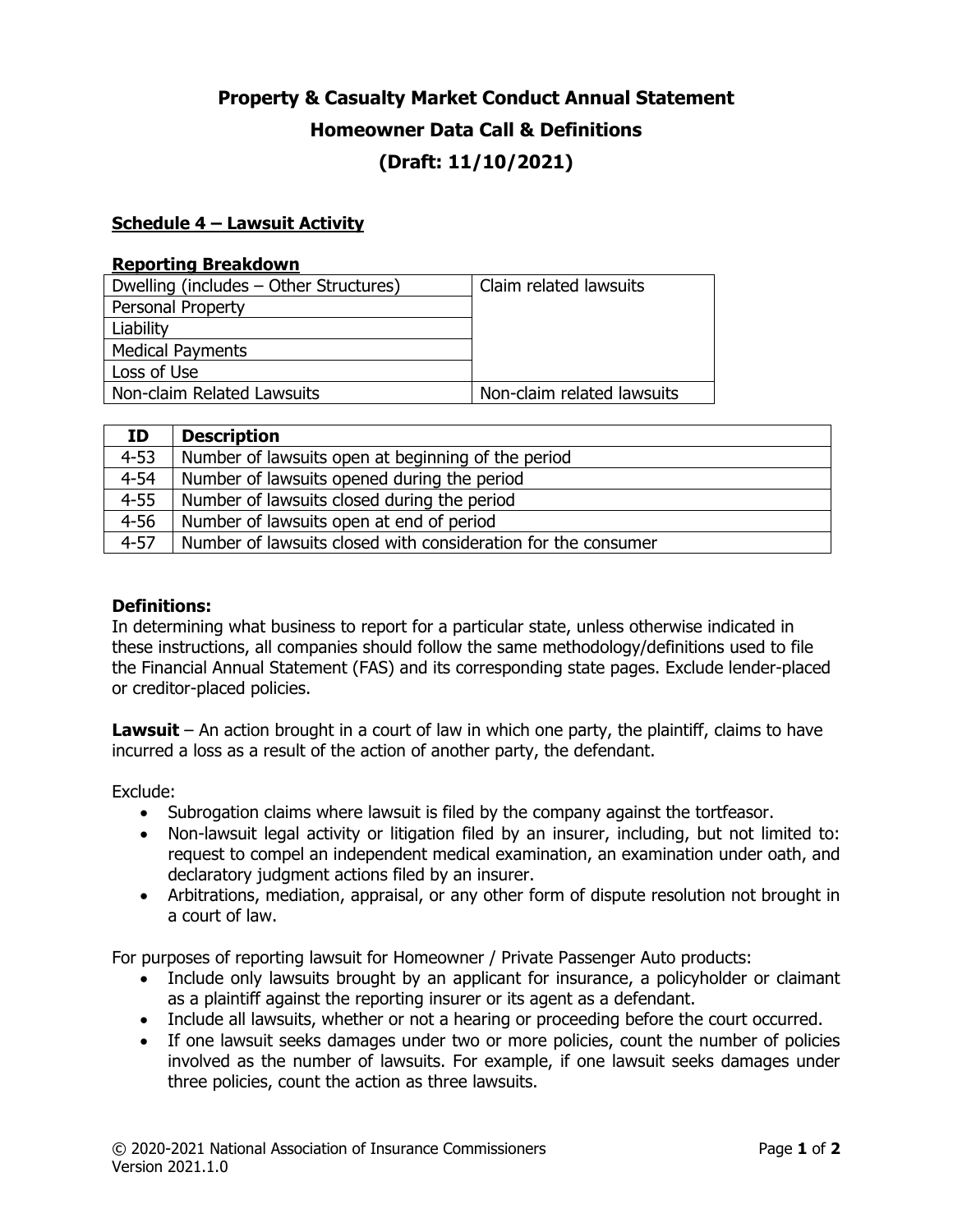# Property & Casualty Market Conduct Annual Statement

# Homeowner Data Call & Definitions

# (Draft: 11/10/2021)

## Schedule 4 – Lawsuit Activity

### Reporting Breakdown

| | |
|---|---|
| Dwelling (includes – Other Structures) | Claim related lawsuits |
| Personal Property | |
| Liability | |
| Medical Payments | |
| Loss of Use | |
| Non-claim Related Lawsuits | Non-claim related lawsuits |

| ID | Description |
|---|---|
| 4-53 | Number of lawsuits open at beginning of the period |
| 4-54 | Number of lawsuits opened during the period |
| 4-55 | Number of lawsuits closed during the period |
| 4-56 | Number of lawsuits open at end of period |
| 4-57 | Number of lawsuits closed with consideration for the consumer |

**Definitions:**

In determining what business to report for a particular state, unless otherwise indicated in these instructions, all companies should follow the same methodology/definitions used to file the Financial Annual Statement (FAS) and its corresponding state pages. Exclude lender-placed or creditor-placed policies.

**Lawsuit** – An action brought in a court of law in which one party, the plaintiff, claims to have incurred a loss as a result of the action of another party, the defendant.

Exclude:

- Subrogation claims where lawsuit is filed by the company against the tortfeasor.
- Non-lawsuit legal activity or litigation filed by an insurer, including, but not limited to: request to compel an independent medical examination, an examination under oath, and declaratory judgment actions filed by an insurer.
- Arbitrations, mediation, appraisal, or any other form of dispute resolution not brought in a court of law.

For purposes of reporting lawsuit for Homeowner / Private Passenger Auto products:

- Include only lawsuits brought by an applicant for insurance, a policyholder or claimant as a plaintiff against the reporting insurer or its agent as a defendant.
- Include all lawsuits, whether or not a hearing or proceeding before the court occurred.
- If one lawsuit seeks damages under two or more policies, count the number of policies involved as the number of lawsuits. For example, if one lawsuit seeks damages under three policies, count the action as three lawsuits.

© 2020-2021 National Association of Insurance Commissioners
Version 2021.1.0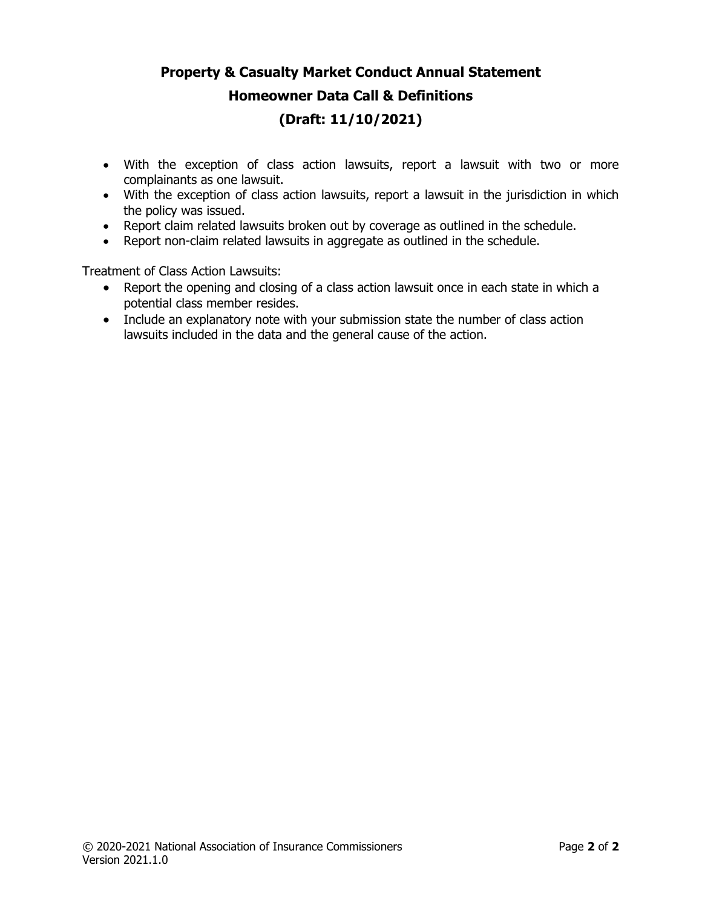- With the exception of class action lawsuits, report a lawsuit with two or more complainants as one lawsuit.
- With the exception of class action lawsuits, report a lawsuit in the jurisdiction in which the policy was issued.
- Report claim related lawsuits broken out by coverage as outlined in the schedule.
- Report non-claim related lawsuits in aggregate as outlined in the schedule.

Treatment of Class Action Lawsuits:

- Report the opening and closing of a class action lawsuit once in each state in which a potential class member resides.
- Include an explanatory note with your submission state the number of class action lawsuits included in the data and the general cause of the action.